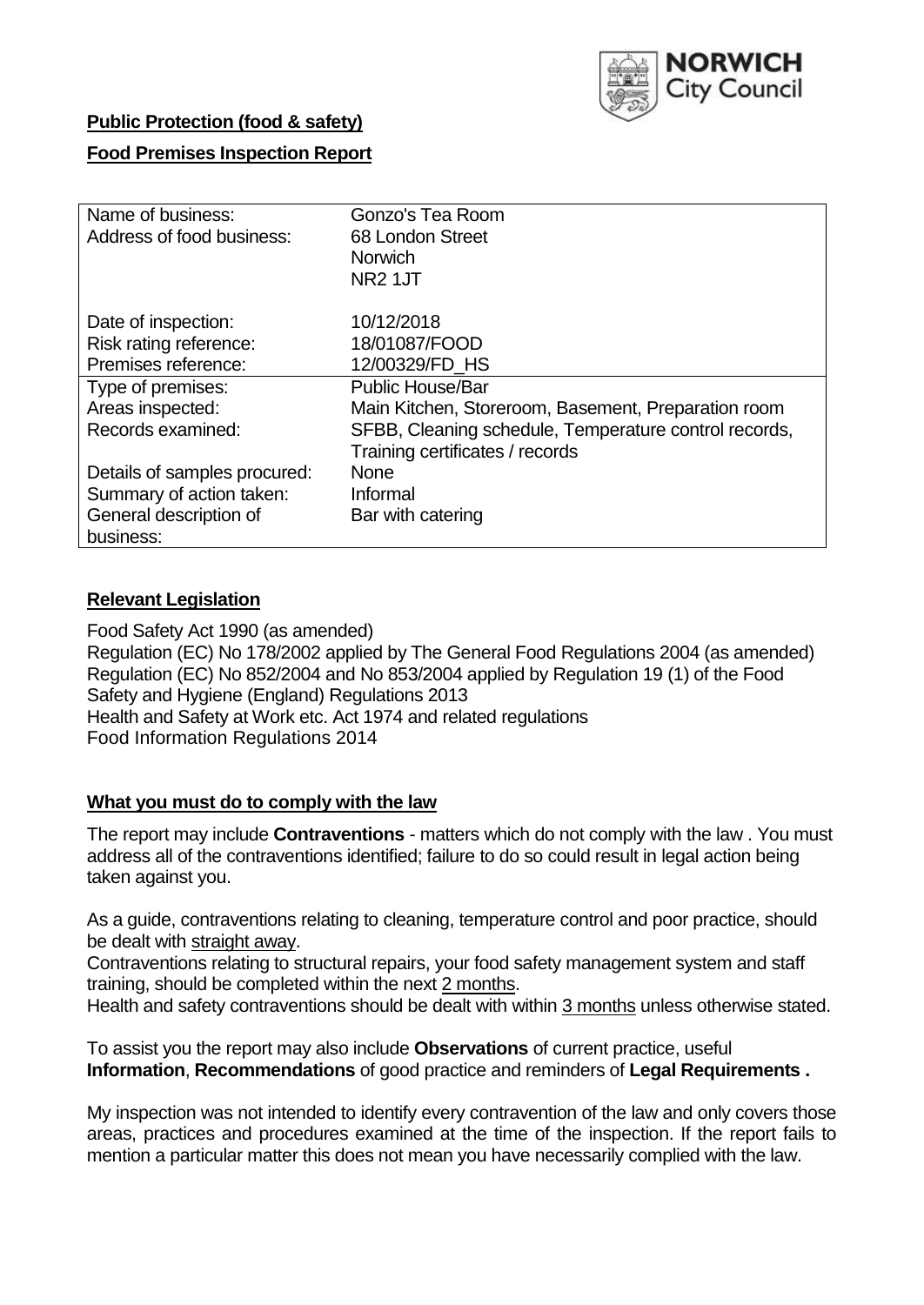**Public Protection (food & safety)**

**Food Premises Inspection Report**

| Name of business: | Gonzo's Tea Room |
|---|---|
| Address of food business: | 68 London Street<br>Norwich<br>NR2 1JT |
| Date of inspection: | 10/12/2018 |
| Risk rating reference: | 18/01087/FOOD |
| Premises reference: | 12/00329/FD_HS |
| Type of premises: | Public House/Bar |
| Areas inspected: | Main Kitchen, Storeroom, Basement, Preparation room |
| Records examined: | SFBB, Cleaning schedule, Temperature control records, Training certificates / records |
| Details of samples procured: | None |
| Summary of action taken: | Informal |
| General description of business: | Bar with catering |

## Relevant Legislation

Food Safety Act 1990 (as amended)
Regulation (EC) No 178/2002 applied by The General Food Regulations 2004 (as amended)
Regulation (EC) No 852/2004 and No 853/2004 applied by Regulation 19 (1) of the Food Safety and Hygiene (England) Regulations 2013
Health and Safety at Work etc. Act 1974 and related regulations
Food Information Regulations 2014

## What you must do to comply with the law

The report may include **Contraventions** - matters which do not comply with the law . You must address all of the contraventions identified; failure to do so could result in legal action being taken against you.

As a guide, contraventions relating to cleaning, temperature control and poor practice, should be dealt with straight away.

Contraventions relating to structural repairs, your food safety management system and staff training, should be completed within the next 2 months.

Health and safety contraventions should be dealt with within 3 months unless otherwise stated.

To assist you the report may also include **Observations** of current practice, useful **Information**, **Recommendations** of good practice and reminders of **Legal Requirements .**

My inspection was not intended to identify every contravention of the law and only covers those areas, practices and procedures examined at the time of the inspection. If the report fails to mention a particular matter this does not mean you have necessarily complied with the law.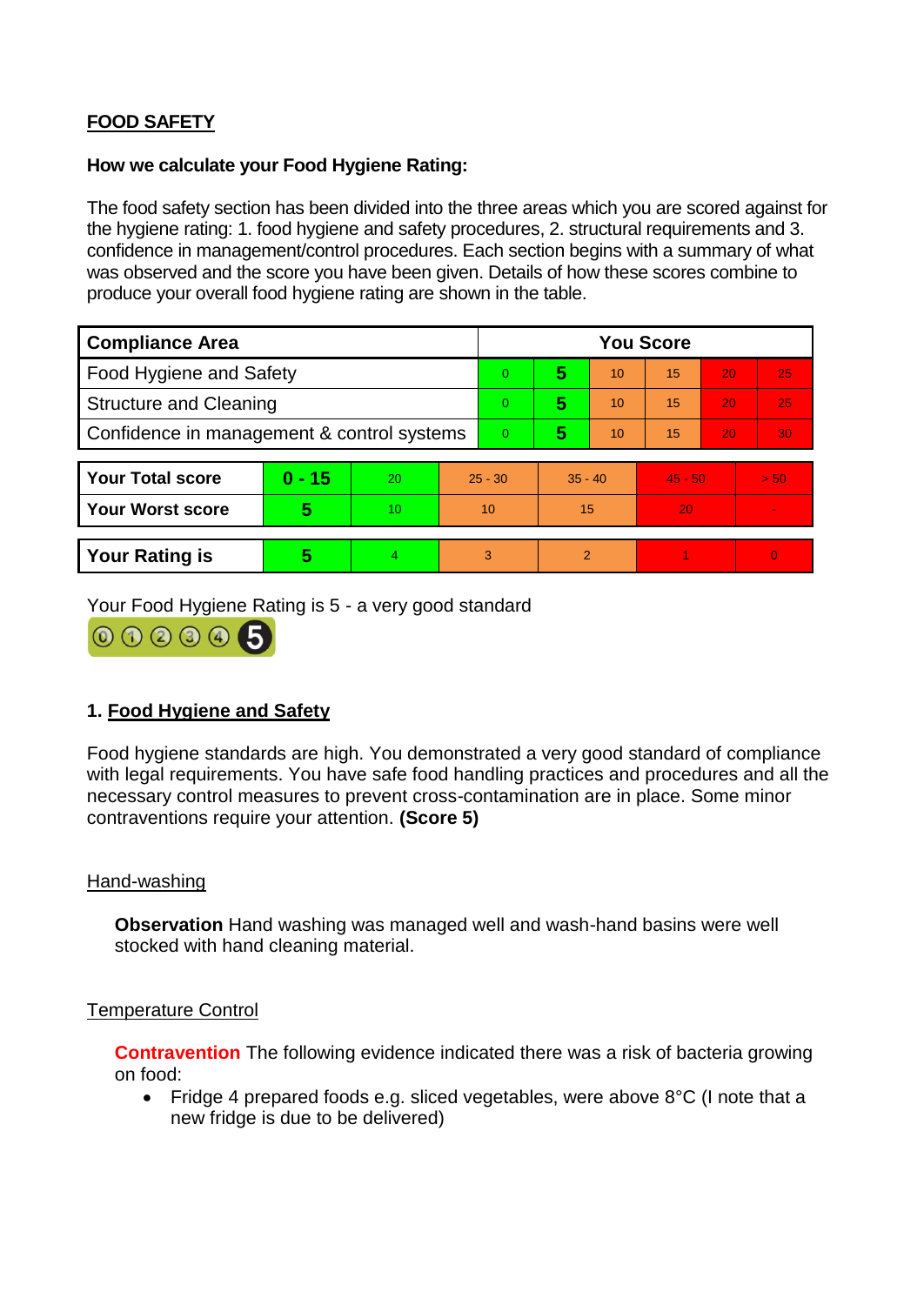## FOOD SAFETY

**How we calculate your Food Hygiene Rating:**

The food safety section has been divided into the three areas which you are scored against for the hygiene rating: 1. food hygiene and safety procedures, 2. structural requirements and 3. confidence in management/control procedures. Each section begins with a summary of what was observed and the score you have been given. Details of how these scores combine to produce your overall food hygiene rating are shown in the table.

| Compliance Area | You Score | | | | | |
|---|---|---|---|---|---|---|
| Food Hygiene and Safety | 0 | **5** | 10 | 15 | 20 | 25 |
| Structure and Cleaning | 0 | **5** | 10 | 15 | 20 | 25 |
| Confidence in management & control systems | 0 | **5** | 10 | 15 | 20 | 30 |

| | | | | | | |
|---|---|---|---|---|---|---|
| **Your Total score** | **0 - 15** | 20 | 25 - 30 | 35 - 40 | 45 - 50 | > 50 |
| **Your Worst score** | **5** | 10 | 10 | 15 | 20 | - |

| | | | | | | |
|---|---|---|---|---|---|---|
| **Your Rating is** | **5** | 4 | 3 | 2 | 1 | 0 |

Your Food Hygiene Rating is 5 - a very good standard

### 1. Food Hygiene and Safety

Food hygiene standards are high. You demonstrated a very good standard of compliance with legal requirements. You have safe food handling practices and procedures and all the necessary control measures to prevent cross-contamination are in place. Some minor contraventions require your attention. **(Score 5)**

#### Hand-washing

**Observation** Hand washing was managed well and wash-hand basins were well stocked with hand cleaning material.

#### Temperature Control

**Contravention** The following evidence indicated there was a risk of bacteria growing on food:

- Fridge 4 prepared foods e.g. sliced vegetables, were above 8°C (I note that a new fridge is due to be delivered)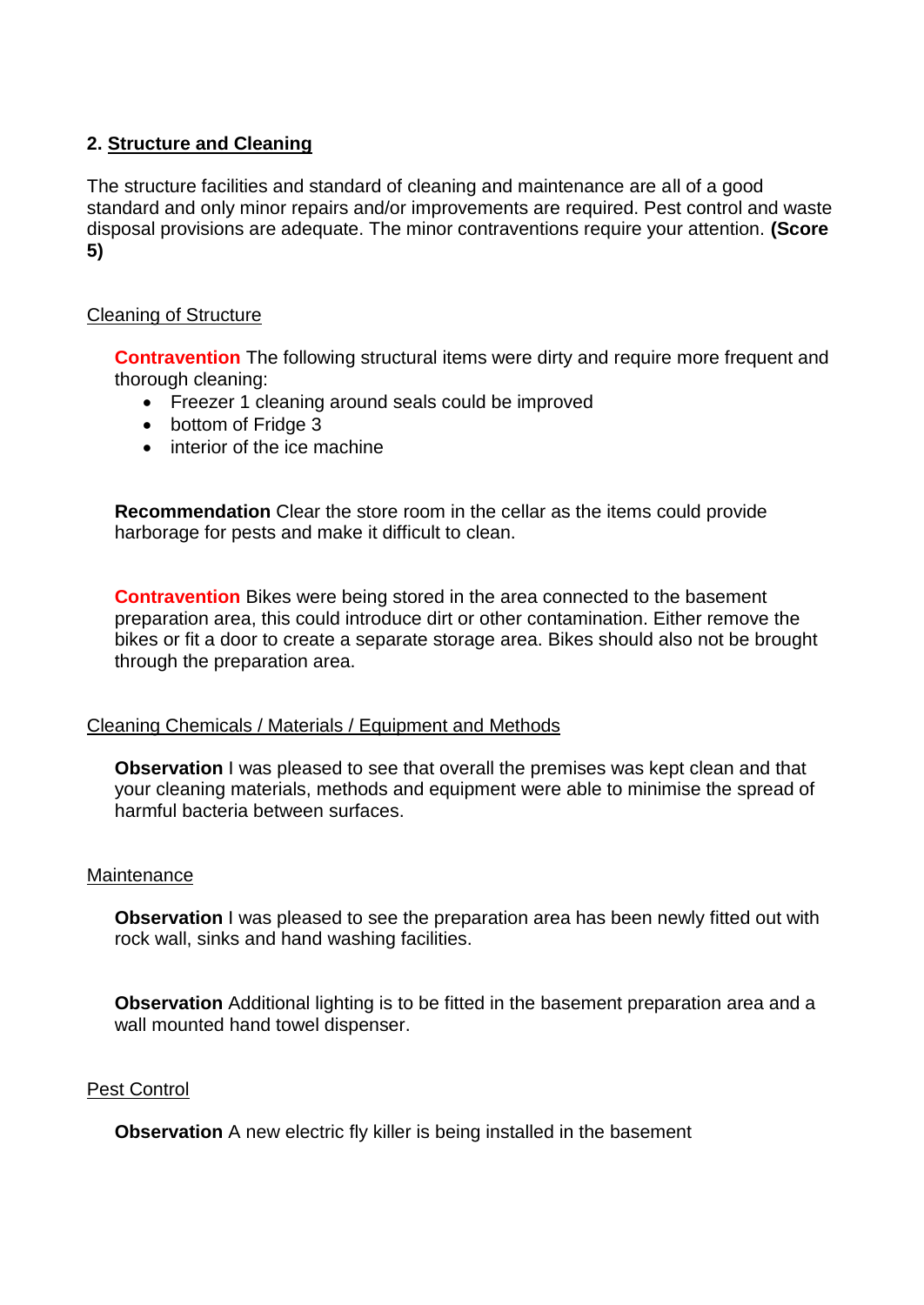## 2. Structure and Cleaning

The structure facilities and standard of cleaning and maintenance are all of a good standard and only minor repairs and/or improvements are required. Pest control and waste disposal provisions are adequate. The minor contraventions require your attention. **(Score 5)**

### Cleaning of Structure

**Contravention** The following structural items were dirty and require more frequent and thorough cleaning:

- Freezer 1 cleaning around seals could be improved
- bottom of Fridge 3
- interior of the ice machine

**Recommendation** Clear the store room in the cellar as the items could provide harborage for pests and make it difficult to clean.

**Contravention** Bikes were being stored in the area connected to the basement preparation area, this could introduce dirt or other contamination. Either remove the bikes or fit a door to create a separate storage area. Bikes should also not be brought through the preparation area.

### Cleaning Chemicals / Materials / Equipment and Methods

**Observation** I was pleased to see that overall the premises was kept clean and that your cleaning materials, methods and equipment were able to minimise the spread of harmful bacteria between surfaces.

### Maintenance

**Observation** I was pleased to see the preparation area has been newly fitted out with rock wall, sinks and hand washing facilities.

**Observation** Additional lighting is to be fitted in the basement preparation area and a wall mounted hand towel dispenser.

### Pest Control

**Observation** A new electric fly killer is being installed in the basement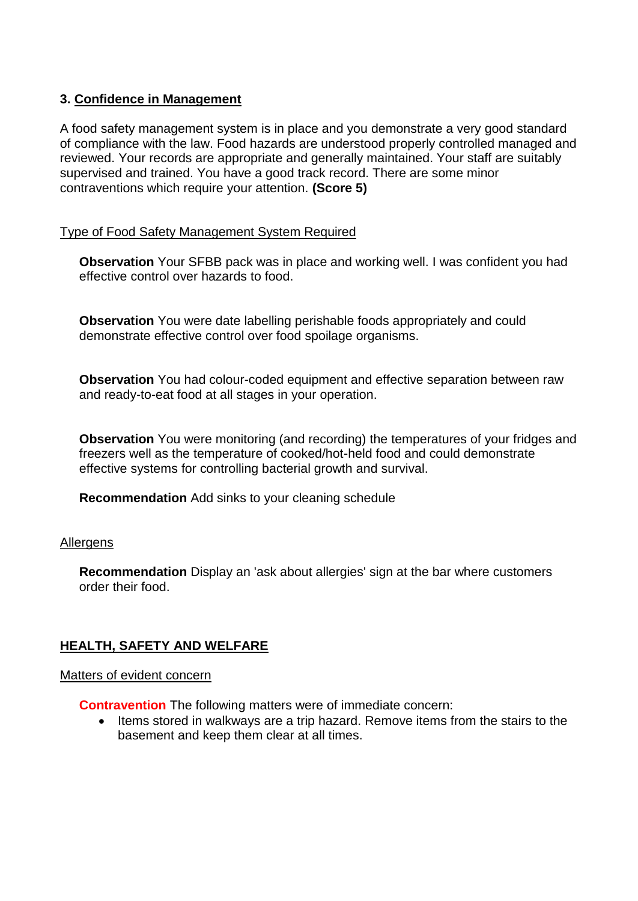### 3. Confidence in Management

A food safety management system is in place and you demonstrate a very good standard of compliance with the law. Food hazards are understood properly controlled managed and reviewed. Your records are appropriate and generally maintained. Your staff are suitably supervised and trained. You have a good track record. There are some minor contraventions which require your attention. **(Score 5)**

Type of Food Safety Management System Required

**Observation** Your SFBB pack was in place and working well. I was confident you had effective control over hazards to food.

**Observation** You were date labelling perishable foods appropriately and could demonstrate effective control over food spoilage organisms.

**Observation** You had colour-coded equipment and effective separation between raw and ready-to-eat food at all stages in your operation.

**Observation** You were monitoring (and recording) the temperatures of your fridges and freezers well as the temperature of cooked/hot-held food and could demonstrate effective systems for controlling bacterial growth and survival.

**Recommendation** Add sinks to your cleaning schedule

Allergens

**Recommendation** Display an 'ask about allergies' sign at the bar where customers order their food.

## HEALTH, SAFETY AND WELFARE

Matters of evident concern

**Contravention** The following matters were of immediate concern:

- Items stored in walkways are a trip hazard. Remove items from the stairs to the basement and keep them clear at all times.